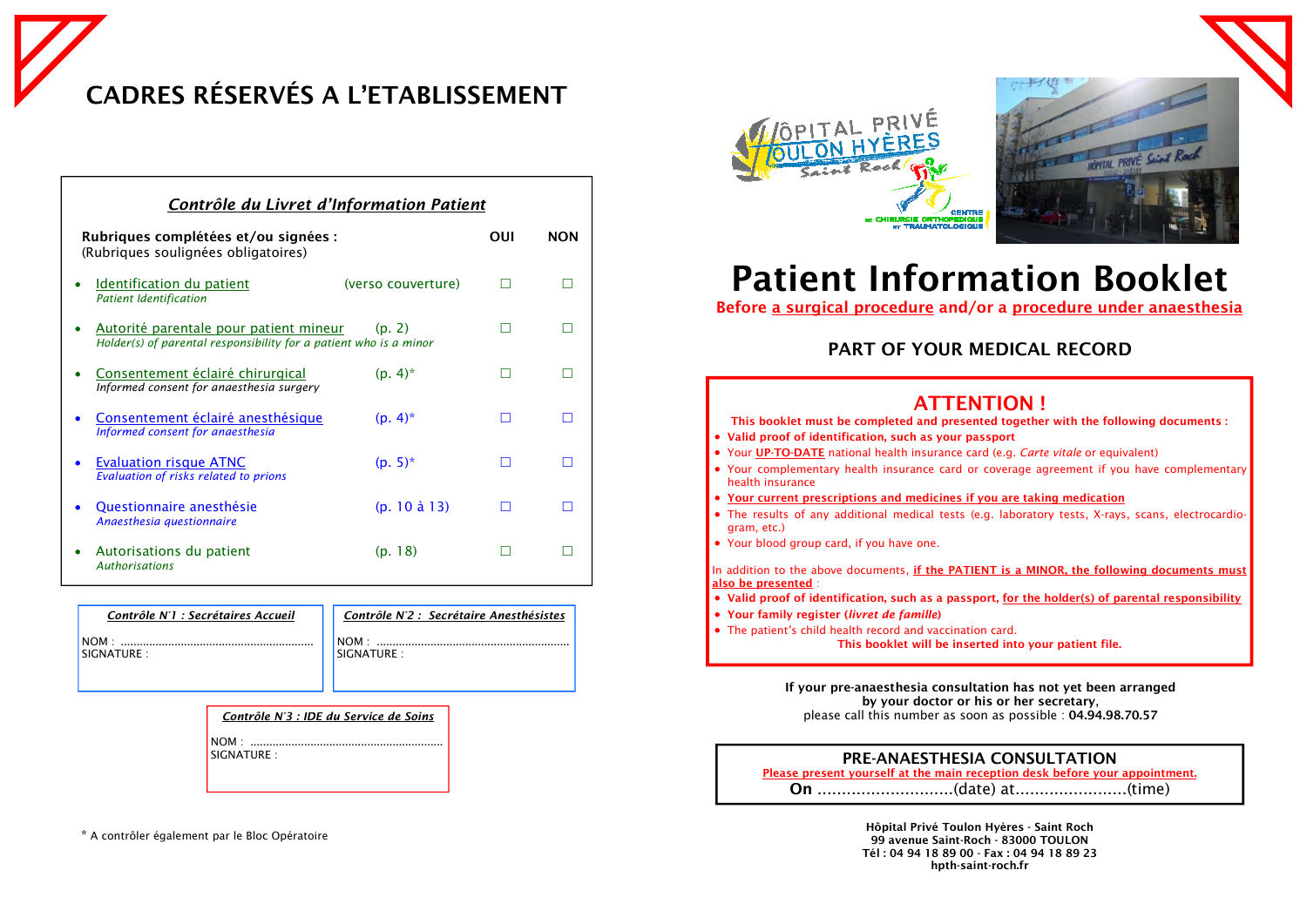# CADRES RÉSERVÉS A L'ETABLISSEMENT

## *Contrôle du Livret d'Information Patient*

| **Rubriques complétées et/ou signées :** (Rubriques soulignées obligatoires) | | **OUI** | **NON** |
|---|---|---|---|
| • Identification du patient *Patient Identification* | (verso couverture) | ☐ | ☐ |
| • Autorité parentale pour patient mineur *Holder(s) of parental responsibility for a patient who is a minor* | (p. 2) | ☐ | ☐ |
| • Consentement éclairé chirurgical *Informed consent for anaesthesia surgery* | (p. 4)* | ☐ | ☐ |
| • Consentement éclairé anesthésique *Informed consent for anaesthesia* | (p. 4)* | ☐ | ☐ |
| • Evaluation risque ATNC *Evaluation of risks related to prions* | (p. 5)* | ☐ | ☐ |
| • Questionnaire anesthésie *Anaesthesia questionnaire* | (p. 10 à 13) | ☐ | ☐ |
| • Autorisations du patient *Authorisations* | (p. 18) | ☐ | ☐ |

***Contrôle N°1 : Secrétaires Accueil***

NOM : ............................................................

SIGNATURE :

***Contrôle N°2 : Secrétaire Anesthésistes***

NOM : ............................................................

SIGNATURE :

***Contrôle N°3 : IDE du Service de Soins***

NOM : ............................................................

SIGNATURE :

\* A contrôler également par le Bloc Opératoire

# Patient Information Booklet

**Before a surgical procedure and/or a procedure under anaesthesia**

## PART OF YOUR MEDICAL RECORD

## ATTENTION !

**This booklet must be completed and presented together with the following documents :**

- **Valid proof of identification, such as your passport**
- Your **UP-TO-DATE** national health insurance card (e.g. *Carte vitale* or equivalent)
- Your complementary health insurance card or coverage agreement if you have complementary health insurance
- **Your current prescriptions and medicines if you are taking medication**
- The results of any additional medical tests (e.g. laboratory tests, X-rays, scans, electrocardiogram, etc.)
- Your blood group card, if you have one.

In addition to the above documents, **if the PATIENT is a MINOR, the following documents must also be presented** :

- **Valid proof of identification, such as a passport, for the holder(s) of parental responsibility**
- **Your family register (*livret de famille*)**
- The patient's child health record and vaccination card.

**This booklet will be inserted into your patient file.**

**If your pre-anaesthesia consultation has not yet been arranged by your doctor or his or her secretary,**
please call this number as soon as possible : **04.94.98.70.57**

**PRE-ANAESTHESIA CONSULTATION**

Please present yourself at the main reception desk before your appointment.

**On** ............................(date) at.......................(time)

**Hôpital Privé Toulon Hyères - Saint Roch**
**99 avenue Saint-Roch - 83000 TOULON**
**Tél : 04 94 18 89 00 - Fax : 04 94 18 89 23**
**hpth-saint-roch.fr**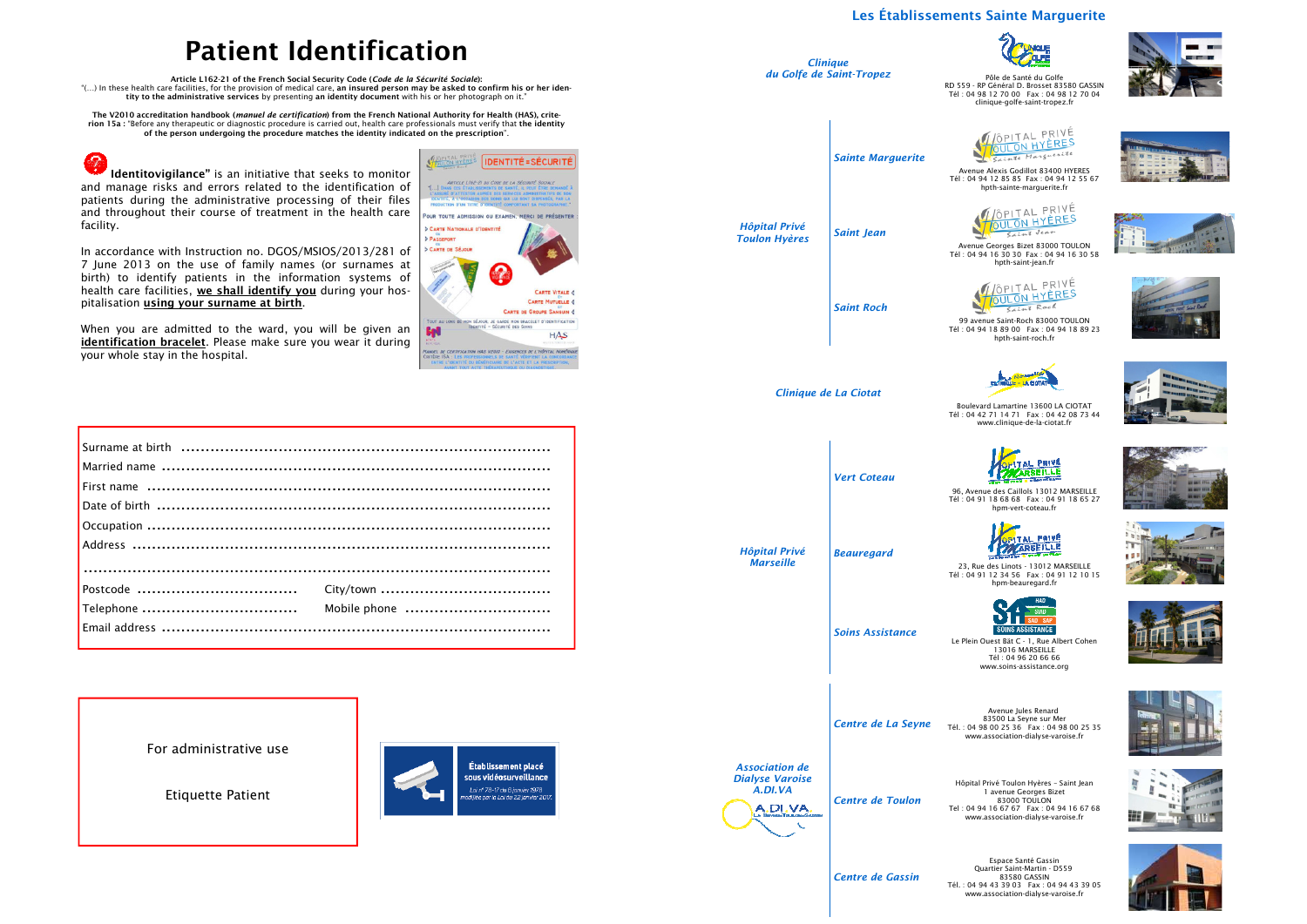# Patient Identification

**Article L162-21 of the French Social Security Code (*Code de la Sécurité Sociale*):**
"(...) In these health care facilities, for the provision of medical care, **an insured person may be asked to confirm his or her identity to the administrative services** by presenting **an identity document** with his or her photograph on it."

**The V2010 accreditation handbook (*manuel de certification*) from the French National Authority for Health (HAS), criterion 15a** : "Before any therapeutic or diagnostic procedure is carried out, health care professionals must verify that **the identity of the person undergoing the procedure matches the identity indicated on the prescription**".

**Identitovigilance"** is an initiative that seeks to monitor and manage risks and errors related to the identification of patients during the administrative processing of their files and throughout their course of treatment in the health care facility.

In accordance with Instruction no. DGOS/MSIOS/2013/281 of 7 June 2013 on the use of family names (or surnames at birth) to identify patients in the information systems of health care facilities, **we shall identify you** during your hospitalisation **using your surname at birth**.

When you are admitted to the ward, you will be given an **identification bracelet**. Please make sure you wear it during your whole stay in the hospital.

Surname at birth ..............................................................................
Married name ..............................................................................
First name ..............................................................................
Date of birth ..............................................................................
Occupation ..............................................................................
Address ..............................................................................
..............................................................................
Postcode .................................. City/town ......................................
Telephone ................................ Mobile phone ..............................
Email address ..............................................................................

For administrative use

Etiquette Patient

Établissement placé sous vidéosurveillance
Loi n° 78-17 du 6 janvier 1978 modifiée par la Loi du 22 janvier 2017

## Les Établissements Sainte Marguerite

**Clinique du Golfe de Saint-Tropez**
Pôle de Santé du Golfe
RD 559 - RP Général D. Brosset 83580 GASSIN
Tél : 04 98 12 70 00 Fax : 04 98 12 70 04
clinique-golfe-saint-tropez.fr

**Hôpital Privé Toulon Hyères**

*Sainte Marguerite*
Avenue Alexis Godillot 83400 HYERES
Tél : 04 94 12 85 85 Fax : 04 94 12 55 67
hpth-sainte-marguerite.fr

*Saint Jean*
Avenue Georges Bizet 83000 TOULON
Tél : 04 94 16 30 30 Fax : 04 94 16 30 58
hpth-saint-jean.fr

*Saint Roch*
99 avenue Saint-Roch 83000 TOULON
Tél : 04 94 18 89 00 Fax : 04 94 18 89 23
hpth-saint-roch.fr

**Clinique de La Ciotat**
Boulevard Lamartine 13600 LA CIOTAT
Tél : 04 42 71 14 71 Fax : 04 42 08 73 44
www.clinique-de-la-ciotat.fr

**Hôpital Privé Marseille**

*Vert Coteau*
96, Avenue des Caillols 13012 MARSEILLE
Tél : 04 91 18 68 68 Fax : 04 91 18 65 27
hpm-vert-coteau.fr

*Beauregard*
23, Rue des Linots - 13012 MARSEILLE
Tél : 04 91 12 34 56 Fax : 04 91 12 10 15
hpm-beauregard.fr

*Soins Assistance*
Le Plein Ouest Bât C - 1, Rue Albert Cohen
13016 MARSEILLE
Tél : 04 96 20 66 66
www.soins-assistance.org

**Association de Dialyse Varoise A.DI.VA**

*Centre de La Seyne*
Avenue Jules Renard
83500 La Seyne sur Mer
Tél. : 04 98 00 25 36 Fax : 04 98 00 25 35
www.association-dialyse-varoise.fr

*Centre de Toulon*
Hôpital Privé Toulon Hyères - Saint Jean
1 avenue Georges Bizet
83000 TOULON
Tel : 04 94 16 67 67 Fax : 04 94 16 67 68
www.association-dialyse-varoise.fr

*Centre de Gassin*
Espace Santé Gassin
Quartier Saint-Martin - D559
83580 GASSIN
Tél. : 04 94 43 39 03 Fax : 04 94 43 39 05
www.association-dialyse-varoise.fr